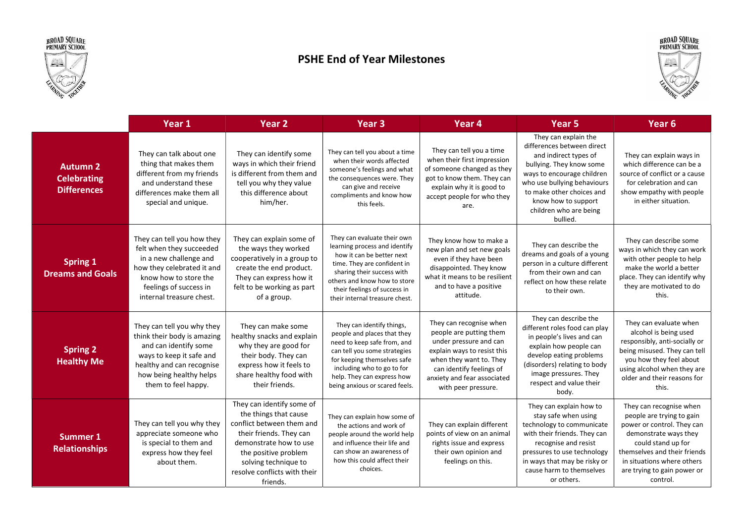# PSHE End of Year Milestones

| | Year 1 | Year 2 | Year 3 | Year 4 | Year 5 | Year 6 |
|---|---|---|---|---|---|---|
| **Autumn 2 Celebrating Differences** | They can talk about one thing that makes them different from my friends and understand these differences make them all special and unique. | They can identify some ways in which their friend is different from them and tell you why they value this difference about him/her. | They can tell you about a time when their words affected someone's feelings and what the consequences were. They can give and receive compliments and know how this feels. | They can tell you a time when their first impression of someone changed as they got to know them. They can explain why it is good to accept people for who they are. | They can explain the differences between direct and indirect types of bullying. They know some ways to encourage children who use bullying behaviours to make other choices and know how to support children who are being bullied. | They can explain ways in which difference can be a source of conflict or a cause for celebration and can show empathy with people in either situation. |
| **Spring 1 Dreams and Goals** | They can tell you how they felt when they succeeded in a new challenge and how they celebrated it and know how to store the feelings of success in internal treasure chest. | They can explain some of the ways they worked cooperatively in a group to create the end product. They can express how it felt to be working as part of a group. | They can evaluate their own learning process and identify how it can be better next time. They are confident in sharing their success with others and know how to store their feelings of success in their internal treasure chest. | They know how to make a new plan and set new goals even if they have been disappointed. They know what it means to be resilient and to have a positive attitude. | They can describe the dreams and goals of a young person in a culture different from their own and can reflect on how these relate to their own. | They can describe some ways in which they can work with other people to help make the world a better place. They can identify why they are motivated to do this. |
| **Spring 2 Healthy Me** | They can tell you why they think their body is amazing and can identify some ways to keep it safe and healthy and can recognise how being healthy helps them to feel happy. | They can make some healthy snacks and explain why they are good for their body. They can express how it feels to share healthy food with their friends. | They can identify things, people and places that they need to keep safe from, and can tell you some strategies for keeping themselves safe including who to go to for help. They can express how being anxious or scared feels. | They can recognise when people are putting them under pressure and can explain ways to resist this when they want to. They can identify feelings of anxiety and fear associated with peer pressure. | They can describe the different roles food can play in people's lives and can explain how people can develop eating problems (disorders) relating to body image pressures. They respect and value their body. | They can evaluate when alcohol is being used responsibly, anti-socially or being misused. They can tell you how they feel about using alcohol when they are older and their reasons for this. |
| **Summer 1 Relationships** | They can tell you why they appreciate someone who is special to them and express how they feel about them. | They can identify some of the things that cause conflict between them and their friends. They can demonstrate how to use the positive problem solving technique to resolve conflicts with their friends. | They can explain how some of the actions and work of people around the world help and influence their life and can show an awareness of how this could affect their choices. | They can explain different points of view on an animal rights issue and express their own opinion and feelings on this. | They can explain how to stay safe when using technology to communicate with their friends. They can recognise and resist pressures to use technology in ways that may be risky or cause harm to themselves or others. | They can recognise when people are trying to gain power or control. They can demonstrate ways they could stand up for themselves and their friends in situations where others are trying to gain power or control. |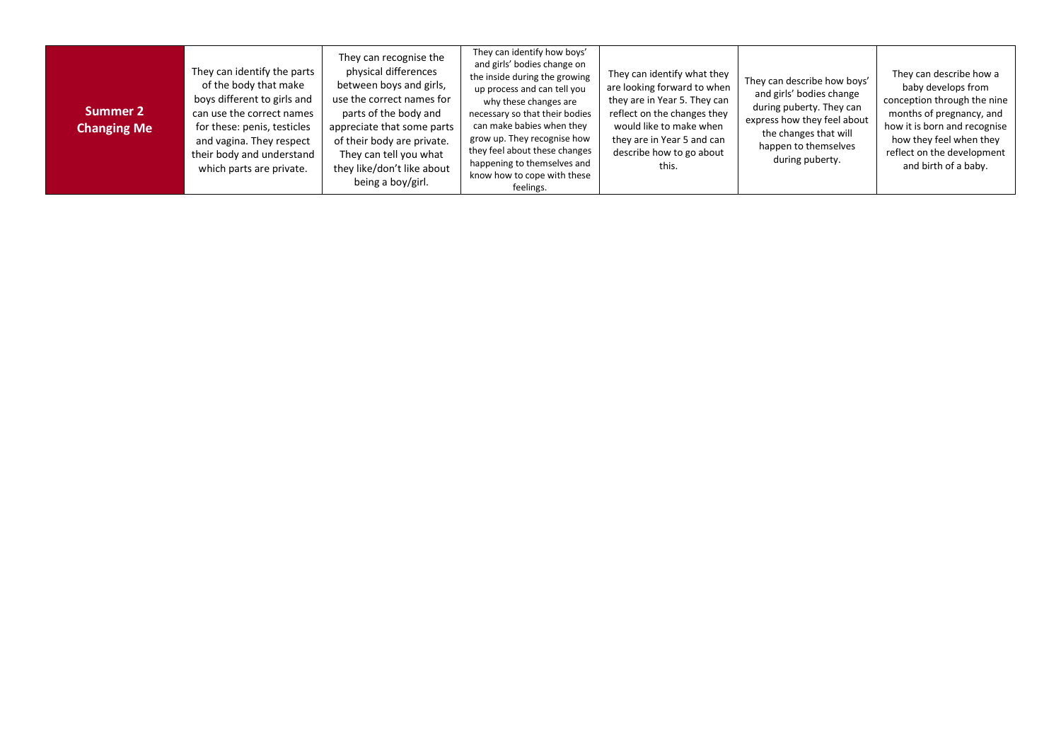| | | | | | | |
|---|---|---|---|---|---|---|
| **Summer 2 Changing Me** | They can identify the parts of the body that make boys different to girls and can use the correct names for these: penis, testicles and vagina. They respect their body and understand which parts are private. | They can recognise the physical differences between boys and girls, use the correct names for parts of the body and appreciate that some parts of their body are private. They can tell you what they like/don't like about being a boy/girl. | They can identify how boys' and girls' bodies change on the inside during the growing up process and can tell you why these changes are necessary so that their bodies can make babies when they grow up. They recognise how they feel about these changes happening to themselves and know how to cope with these feelings. | They can identify what they are looking forward to when they are in Year 5. They can reflect on the changes they would like to make when they are in Year 5 and can describe how to go about this. | They can describe how boys' and girls' bodies change during puberty. They can express how they feel about the changes that will happen to themselves during puberty. | They can describe how a baby develops from conception through the nine months of pregnancy, and how it is born and recognise how they feel when they reflect on the development and birth of a baby. |